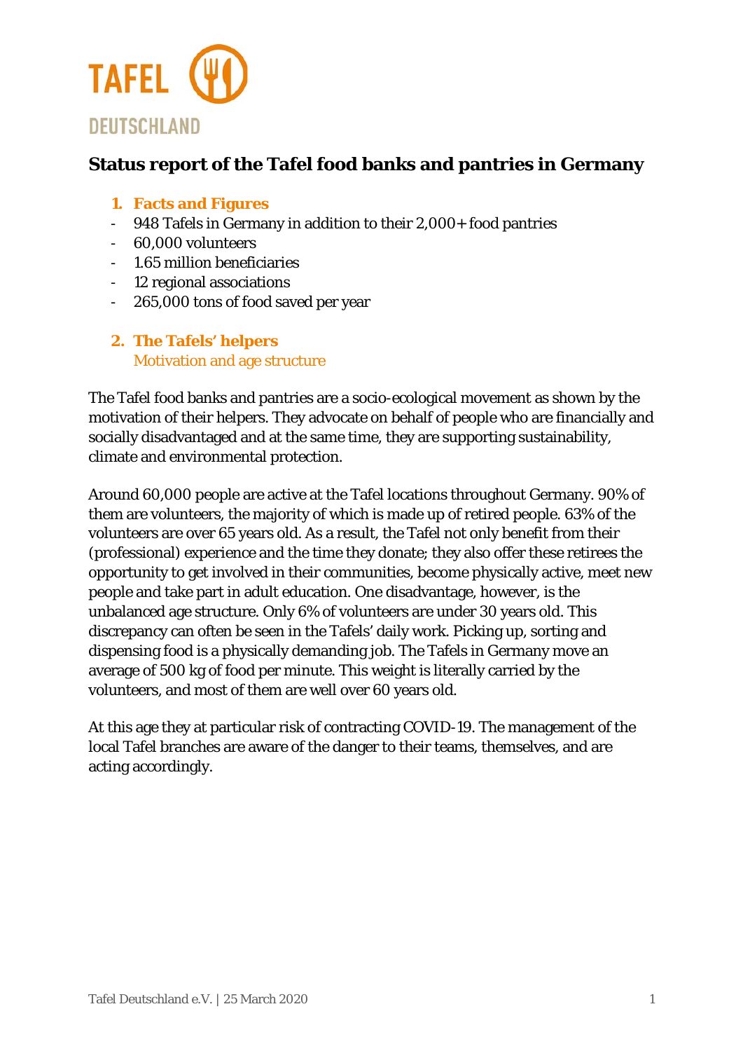TAFEL DEUTSCHLAND

# Status report of the Tafel food banks and pantries in Germany

## 1. Facts and Figures

- 948 Tafels in Germany in addition to their 2,000+ food pantries
- 60,000 volunteers
- 1.65 million beneficiaries
- 12 regional associations
- 265,000 tons of food saved per year

## 2. The Tafels' helpers

### Motivation and age structure

The Tafel food banks and pantries are a socio-ecological movement as shown by the motivation of their helpers. They advocate on behalf of people who are financially and socially disadvantaged and at the same time, they are supporting sustainability, climate and environmental protection.

Around 60,000 people are active at the Tafel locations throughout Germany. 90% of them are volunteers, the majority of which is made up of retired people. 63% of the volunteers are over 65 years old. As a result, the Tafel not only benefit from their (professional) experience and the time they donate; they also offer these retirees the opportunity to get involved in their communities, become physically active, meet new people and take part in adult education. One disadvantage, however, is the unbalanced age structure. Only 6% of volunteers are under 30 years old. This discrepancy can often be seen in the Tafels' daily work. Picking up, sorting and dispensing food is a physically demanding job. The Tafels in Germany move an average of 500 kg of food per minute. This weight is literally carried by the volunteers, and most of them are well over 60 years old.

At this age they at particular risk of contracting COVID-19. The management of the local Tafel branches are aware of the danger to their teams, themselves, and are acting accordingly.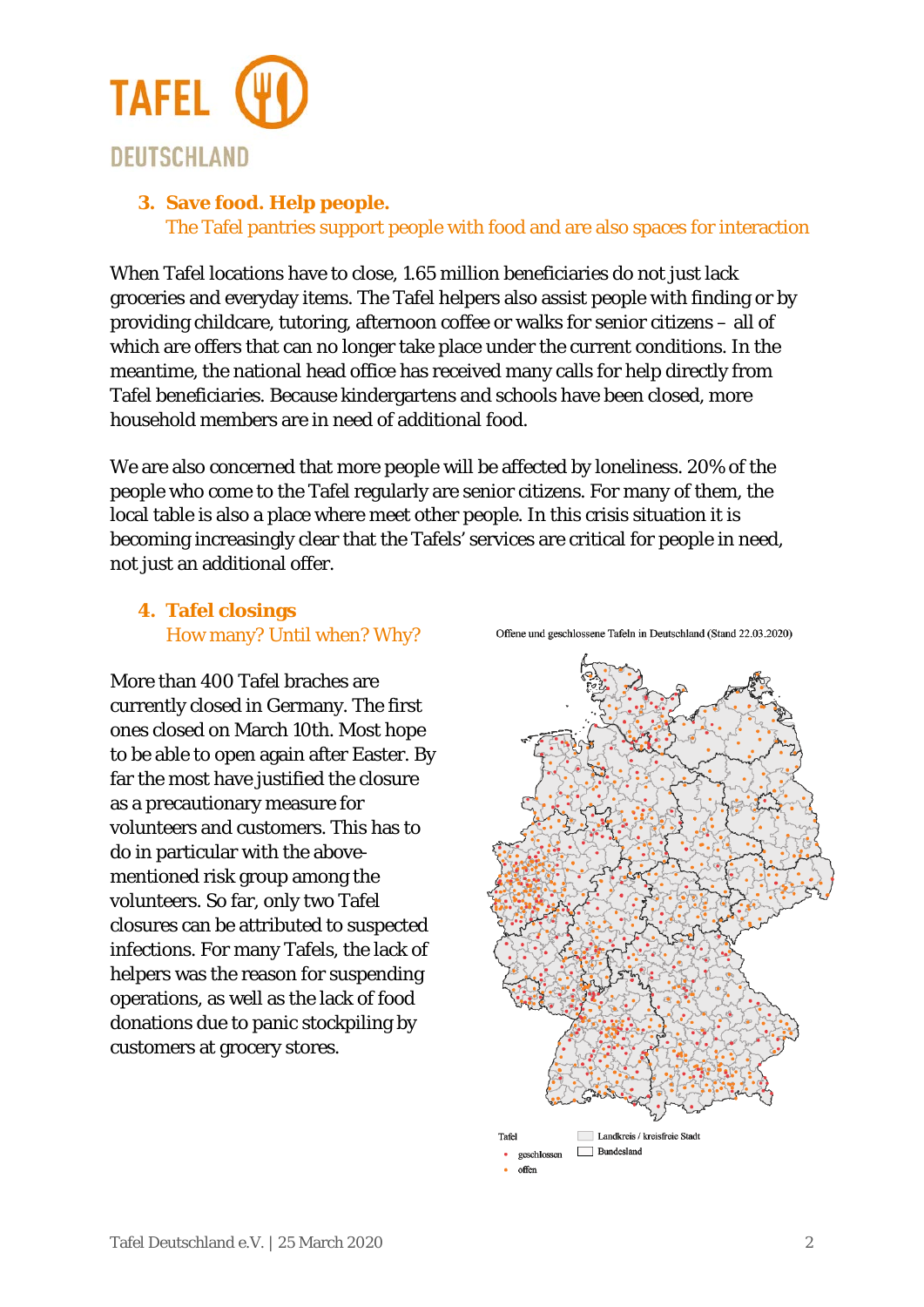### 3. Save food. Help people.

The Tafel pantries support people with food and are also spaces for interaction

When Tafel locations have to close, 1.65 million beneficiaries do not just lack groceries and everyday items. The Tafel helpers also assist people with finding or by providing childcare, tutoring, afternoon coffee or walks for senior citizens – all of which are offers that can no longer take place under the current conditions. In the meantime, the national head office has received many calls for help directly from Tafel beneficiaries. Because kindergartens and schools have been closed, more household members are in need of additional food.

We are also concerned that more people will be affected by loneliness. 20% of the people who come to the Tafel regularly are senior citizens. For many of them, the local table is also a place where meet other people. In this crisis situation it is becoming increasingly clear that the Tafels' services are critical for people in need, not just an additional offer.

### 4. Tafel closings

How many? Until when? Why?

More than 400 Tafel braches are currently closed in Germany. The first ones closed on March 10th. Most hope to be able to open again after Easter. By far the most have justified the closure as a precautionary measure for volunteers and customers. This has to do in particular with the above-mentioned risk group among the volunteers. So far, only two Tafel closures can be attributed to suspected infections. For many Tafels, the lack of helpers was the reason for suspending operations, as well as the lack of food donations due to panic stockpiling by customers at grocery stores.

Offene und geschlossene Tafeln in Deutschland (Stand 22.03.2020)

Tafel
- geschlossen
- offen

Landkreis / kreisfreie Stadt
Bundesland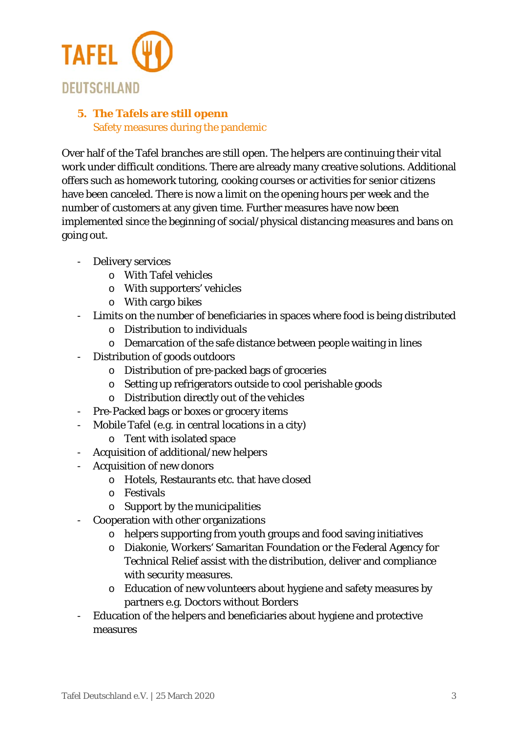## 5. The Tafels are still openn

Safety measures during the pandemic

Over half of the Tafel branches are still open. The helpers are continuing their vital work under difficult conditions. There are already many creative solutions. Additional offers such as homework tutoring, cooking courses or activities for senior citizens have been canceled. There is now a limit on the opening hours per week and the number of customers at any given time. Further measures have now been implemented since the beginning of social/physical distancing measures and bans on going out.

- Delivery services
  - With Tafel vehicles
  - With supporters' vehicles
  - With cargo bikes
- Limits on the number of beneficiaries in spaces where food is being distributed
  - Distribution to individuals
  - Demarcation of the safe distance between people waiting in lines
- Distribution of goods outdoors
  - Distribution of pre-packed bags of groceries
  - Setting up refrigerators outside to cool perishable goods
  - Distribution directly out of the vehicles
- Pre-Packed bags or boxes or grocery items
- Mobile Tafel (e.g. in central locations in a city)
  - Tent with isolated space
- Acquisition of additional/new helpers
- Acquisition of new donors
  - Hotels, Restaurants etc. that have closed
  - Festivals
  - Support by the municipalities
- Cooperation with other organizations
  - helpers supporting from youth groups and food saving initiatives
  - Diakonie, Workers' Samaritan Foundation or the Federal Agency for Technical Relief assist with the distribution, deliver and compliance with security measures.
  - Education of new volunteers about hygiene and safety measures by partners e.g. Doctors without Borders
- Education of the helpers and beneficiaries about hygiene and protective measures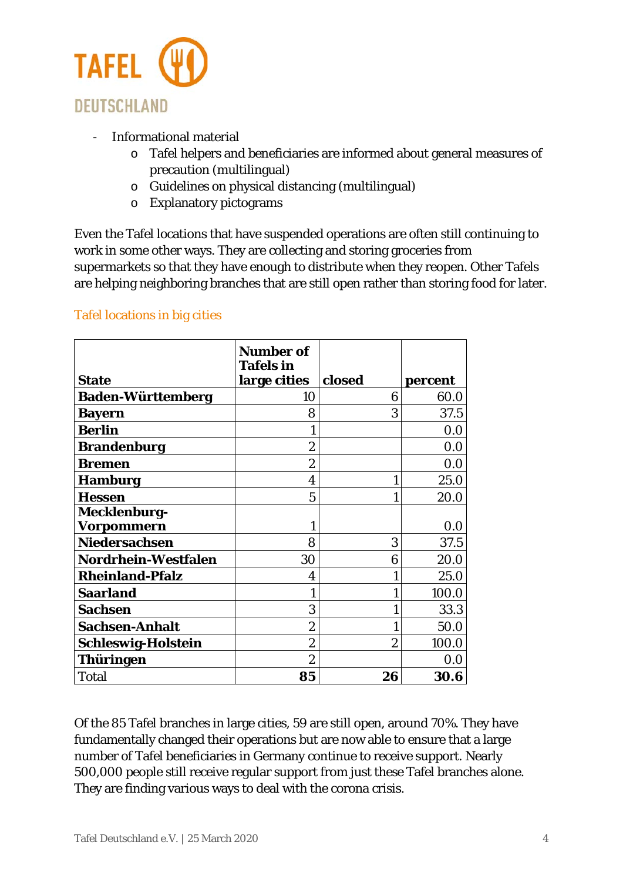- Informational material
    - Tafel helpers and beneficiaries are informed about general measures of precaution (multilingual)
    - Guidelines on physical distancing (multilingual)
    - Explanatory pictograms

Even the Tafel locations that have suspended operations are often still continuing to work in some other ways. They are collecting and storing groceries from supermarkets so that they have enough to distribute when they reopen. Other Tafels are helping neighboring branches that are still open rather than storing food for later.

## Tafel locations in big cities

| State | Number of Tafels in large cities | closed | percent |
|---|---|---|---|
| **Baden-Württemberg** | 10 | 6 | 60.0 |
| **Bayern** | 8 | 3 | 37.5 |
| **Berlin** | 1 | | 0.0 |
| **Brandenburg** | 2 | | 0.0 |
| **Bremen** | 2 | | 0.0 |
| **Hamburg** | 4 | 1 | 25.0 |
| **Hessen** | 5 | 1 | 20.0 |
| **Mecklenburg-Vorpommern** | 1 | | 0.0 |
| **Niedersachsen** | 8 | 3 | 37.5 |
| **Nordrhein-Westfalen** | 30 | 6 | 20.0 |
| **Rheinland-Pfalz** | 4 | 1 | 25.0 |
| **Saarland** | 1 | 1 | 100.0 |
| **Sachsen** | 3 | 1 | 33.3 |
| **Sachsen-Anhalt** | 2 | 1 | 50.0 |
| **Schleswig-Holstein** | 2 | 2 | 100.0 |
| **Thüringen** | 2 | | 0.0 |
| Total | **85** | **26** | **30.6** |

Of the 85 Tafel branches in large cities, 59 are still open, around 70%. They have fundamentally changed their operations but are now able to ensure that a large number of Tafel beneficiaries in Germany continue to receive support. Nearly 500,000 people still receive regular support from just these Tafel branches alone. They are finding various ways to deal with the corona crisis.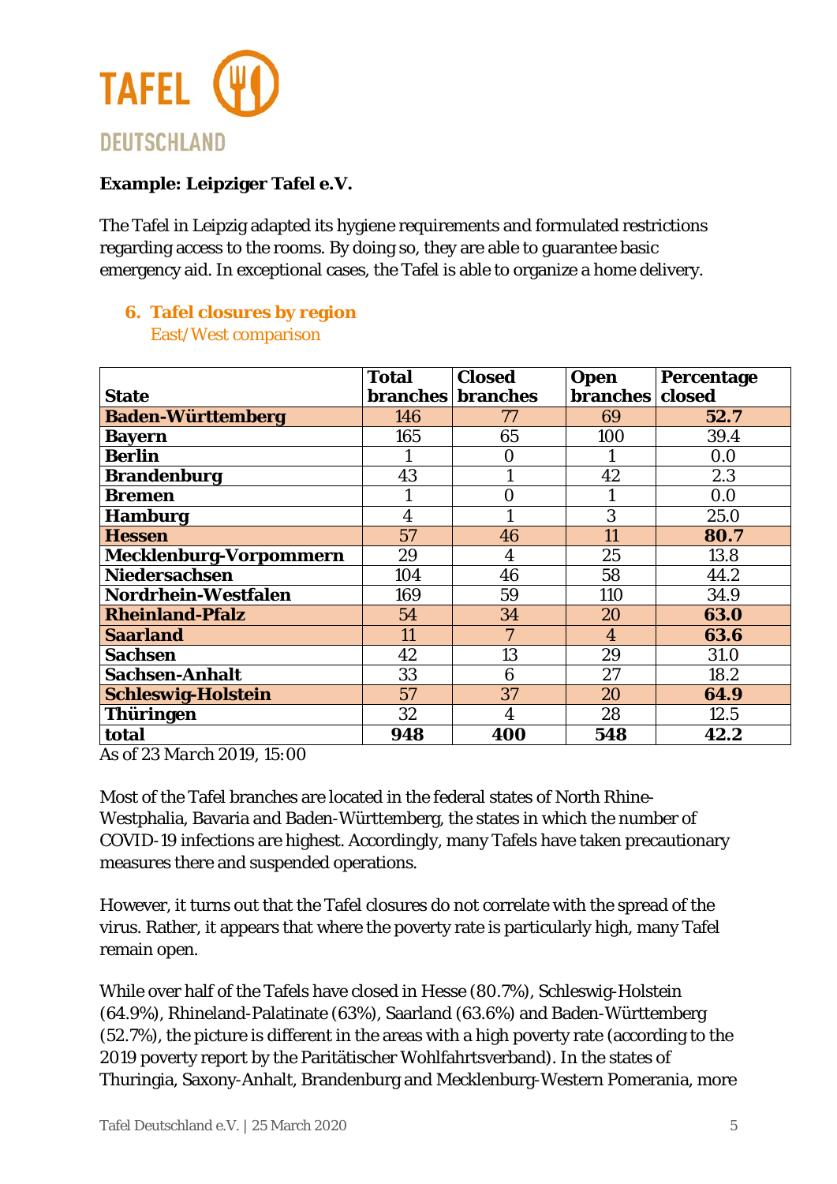**Example: Leipziger Tafel e.V.**

The Tafel in Leipzig adapted its hygiene requirements and formulated restrictions regarding access to the rooms. By doing so, they are able to guarantee basic emergency aid. In exceptional cases, the Tafel is able to organize a home delivery.

## 6. Tafel closures by region

East/West comparison

| State | Total branches | Closed branches | Open branches | Percentage closed |
|---|---|---|---|---|
| **Baden-Württemberg** | 146 | 77 | 69 | **52.7** |
| **Bayern** | 165 | 65 | 100 | 39.4 |
| **Berlin** | 1 | 0 | 1 | 0.0 |
| **Brandenburg** | 43 | 1 | 42 | 2.3 |
| **Bremen** | 1 | 0 | 1 | 0.0 |
| **Hamburg** | 4 | 1 | 3 | 25.0 |
| **Hessen** | 57 | 46 | 11 | **80.7** |
| **Mecklenburg-Vorpommern** | 29 | 4 | 25 | 13.8 |
| **Niedersachsen** | 104 | 46 | 58 | 44.2 |
| **Nordrhein-Westfalen** | 169 | 59 | 110 | 34.9 |
| **Rheinland-Pfalz** | 54 | 34 | 20 | **63.0** |
| **Saarland** | 11 | 7 | 4 | **63.6** |
| **Sachsen** | 42 | 13 | 29 | 31.0 |
| **Sachsen-Anhalt** | 33 | 6 | 27 | 18.2 |
| **Schleswig-Holstein** | 57 | 37 | 20 | **64.9** |
| **Thüringen** | 32 | 4 | 28 | 12.5 |
| **total** | **948** | **400** | **548** | **42.2** |

*As of 23 March 2019, 15:00*

Most of the Tafel branches are located in the federal states of North Rhine-Westphalia, Bavaria and Baden-Württemberg, the states in which the number of COVID-19 infections are highest. Accordingly, many Tafels have taken precautionary measures there and suspended operations.

However, it turns out that the Tafel closures do not correlate with the spread of the virus. Rather, it appears that where the poverty rate is particularly high, many Tafel remain open.

While over half of the Tafels have closed in Hesse (80.7%), Schleswig-Holstein (64.9%), Rhineland-Palatinate (63%), Saarland (63.6%) and Baden-Württemberg (52.7%), the picture is different in the areas with a high poverty rate (according to the 2019 poverty report by the Paritätischer Wohlfahrtsverband). In the states of Thuringia, Saxony-Anhalt, Brandenburg and Mecklenburg-Western Pomerania, more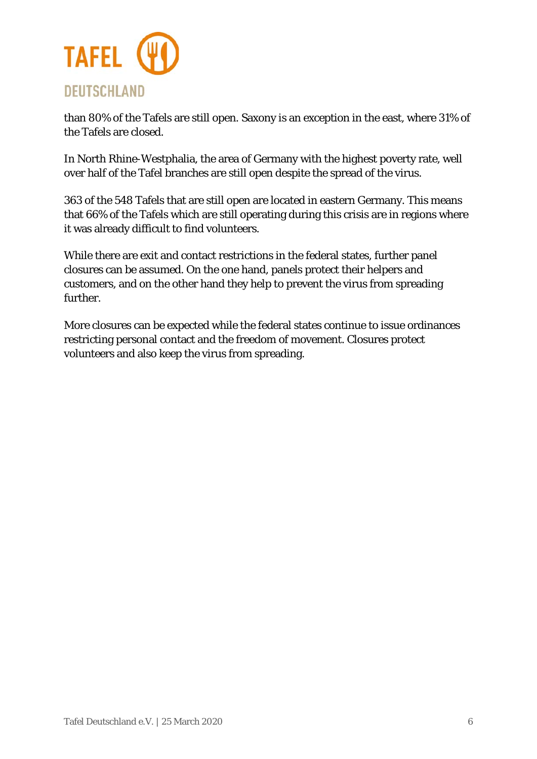than 80% of the Tafels are still open. Saxony is an exception in the east, where 31% of the Tafels are closed.

In North Rhine-Westphalia, the area of Germany with the highest poverty rate, well over half of the Tafel branches are still open despite the spread of the virus.

363 of the 548 Tafels that are still open are located in eastern Germany. This means that 66% of the Tafels which are still operating during this crisis are in regions where it was already difficult to find volunteers.

While there are exit and contact restrictions in the federal states, further panel closures can be assumed. On the one hand, panels protect their helpers and customers, and on the other hand they help to prevent the virus from spreading further.

More closures can be expected while the federal states continue to issue ordinances restricting personal contact and the freedom of movement. Closures protect volunteers and also keep the virus from spreading.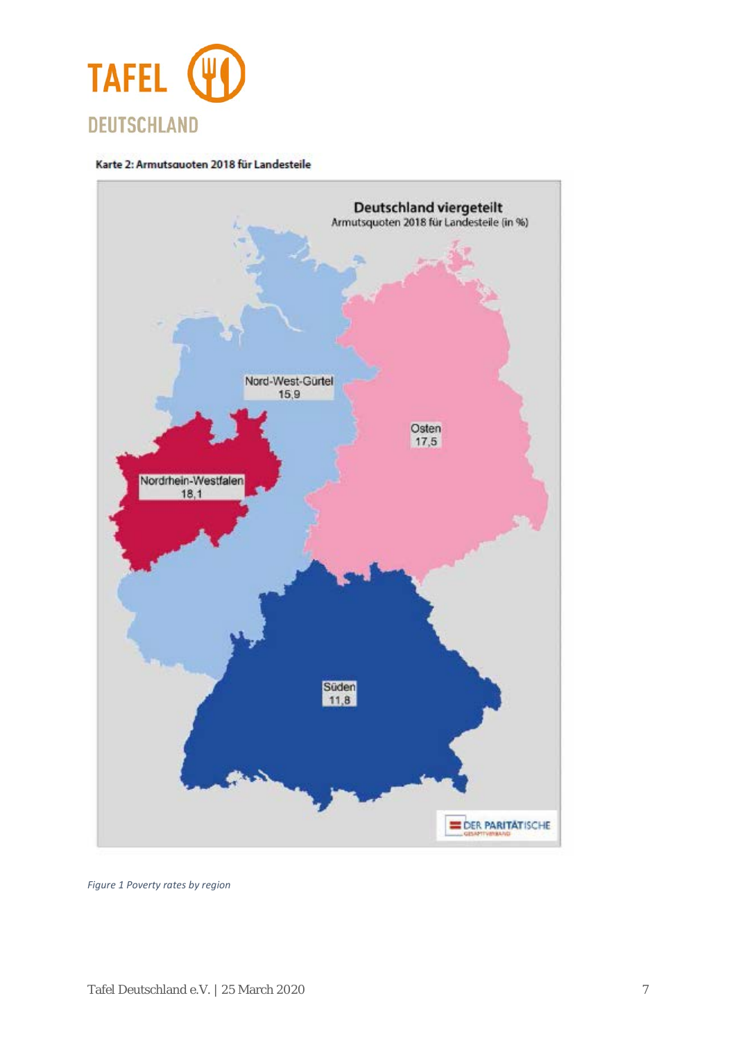Karte 2: Armutsquoten 2018 für Landesteile

**Deutschland viergeteilt**
Armutsquoten 2018 für Landesteile (in %)

Nord-West-Gürtel 15,9

Osten 17,5

Nordrhein-Westfalen 18,1

Süden 11,8

DER PARITÄTISCHE GESAMTVERBAND

*Figure 1 Poverty rates by region*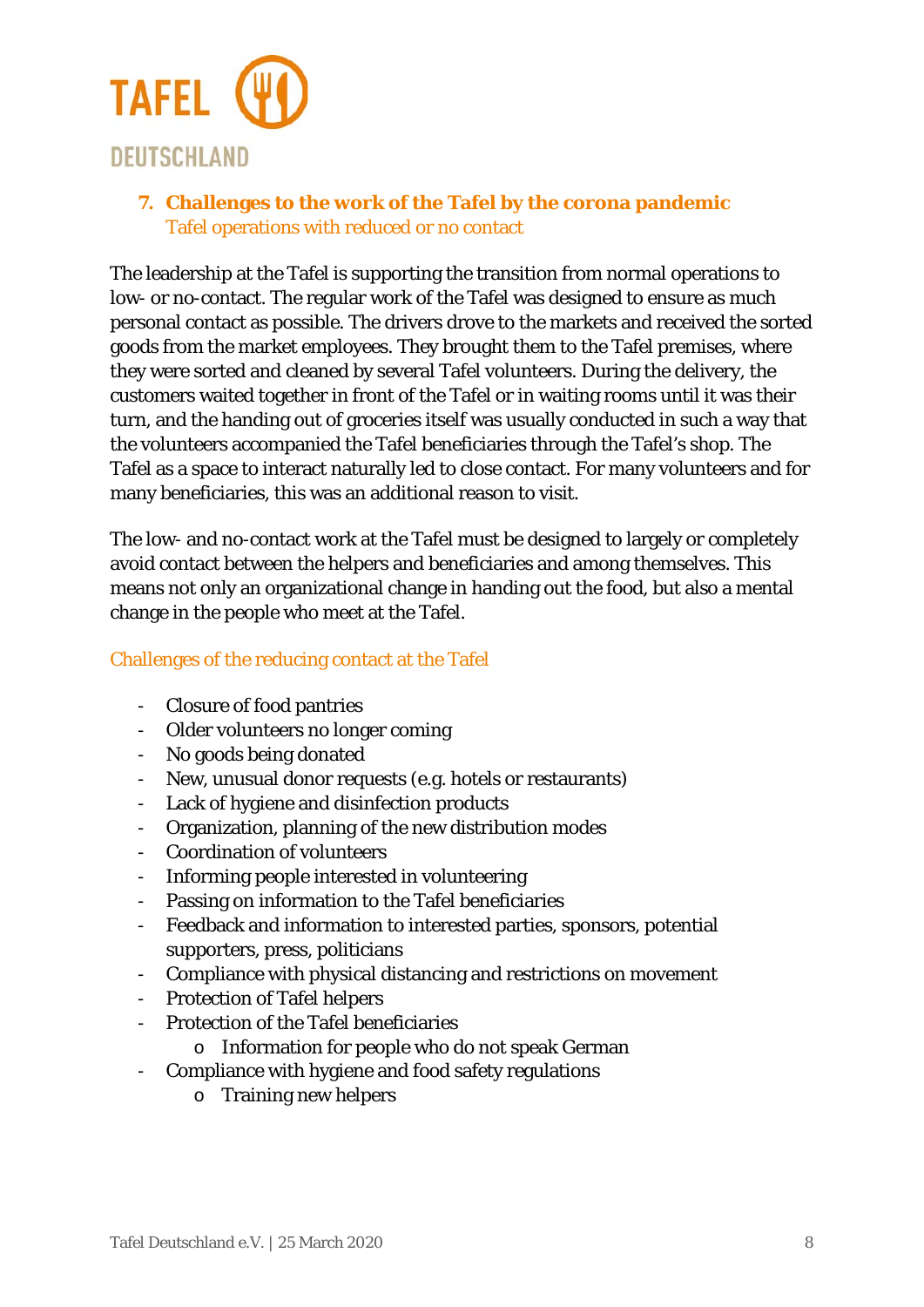## 7. Challenges to the work of the Tafel by the corona pandemic

### Tafel operations with reduced or no contact

The leadership at the Tafel is supporting the transition from normal operations to low- or no-contact. The regular work of the Tafel was designed to ensure as much personal contact as possible. The drivers drove to the markets and received the sorted goods from the market employees. They brought them to the Tafel premises, where they were sorted and cleaned by several Tafel volunteers. During the delivery, the customers waited together in front of the Tafel or in waiting rooms until it was their turn, and the handing out of groceries itself was usually conducted in such a way that the volunteers accompanied the Tafel beneficiaries through the Tafel's shop. The Tafel as a space to interact naturally led to close contact. For many volunteers and for many beneficiaries, this was an additional reason to visit.

The low- and no-contact work at the Tafel must be designed to largely or completely avoid contact between the helpers and beneficiaries and among themselves. This means not only an organizational change in handing out the food, but also a mental change in the people who meet at the Tafel.

### Challenges of the reducing contact at the Tafel

- Closure of food pantries
- Older volunteers no longer coming
- No goods being donated
- New, unusual donor requests (e.g. hotels or restaurants)
- Lack of hygiene and disinfection products
- Organization, planning of the new distribution modes
- Coordination of volunteers
- Informing people interested in volunteering
- Passing on information to the Tafel beneficiaries
- Feedback and information to interested parties, sponsors, potential supporters, press, politicians
- Compliance with physical distancing and restrictions on movement
- Protection of Tafel helpers
- Protection of the Tafel beneficiaries
    - Information for people who do not speak German
- Compliance with hygiene and food safety regulations
    - Training new helpers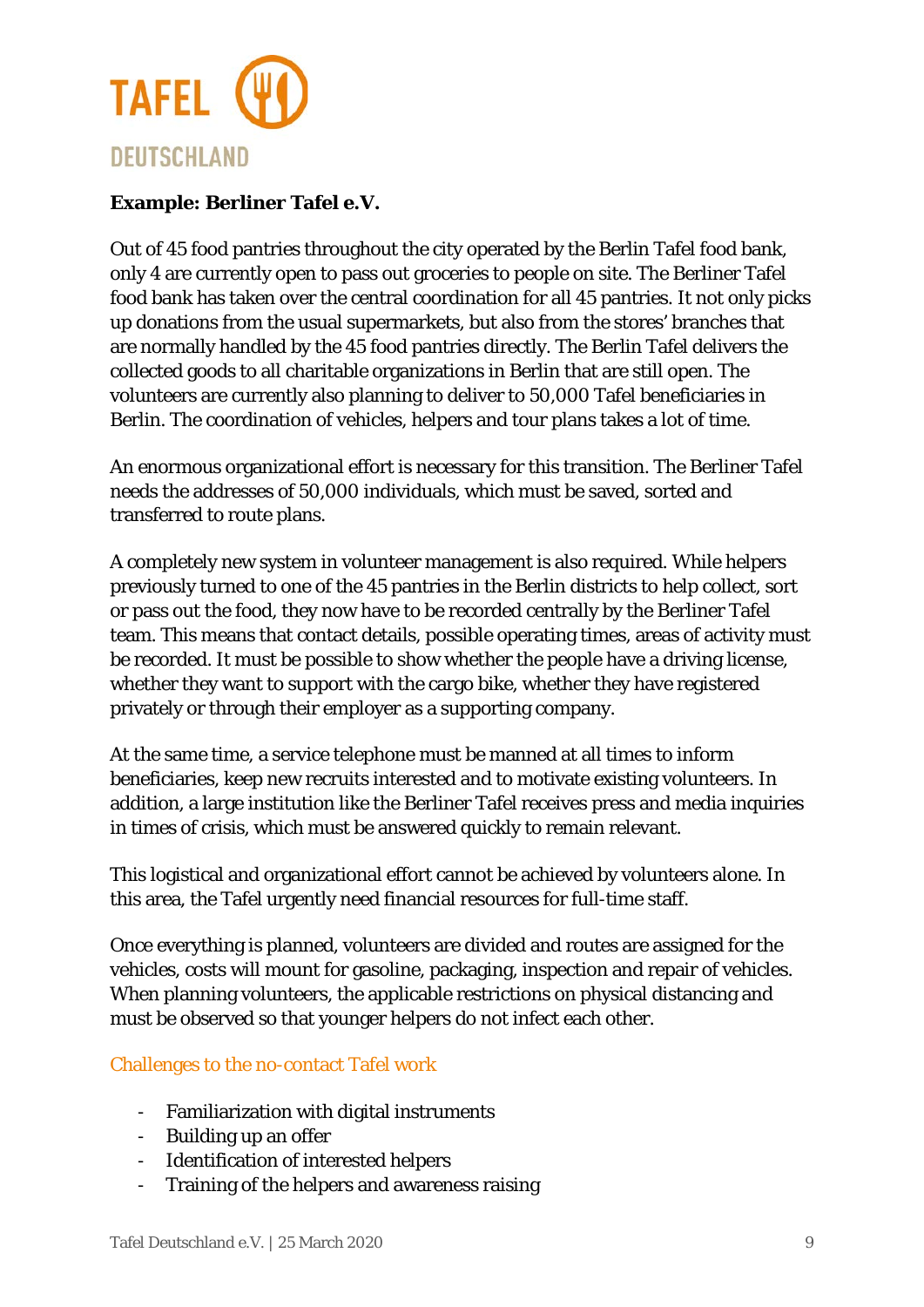**Example: Berliner Tafel e.V.**

Out of 45 food pantries throughout the city operated by the Berlin Tafel food bank, only 4 are currently open to pass out groceries to people on site. The Berliner Tafel food bank has taken over the central coordination for all 45 pantries. It not only picks up donations from the usual supermarkets, but also from the stores' branches that are normally handled by the 45 food pantries directly. The Berlin Tafel delivers the collected goods to all charitable organizations in Berlin that are still open. The volunteers are currently also planning to deliver to 50,000 Tafel beneficiaries in Berlin. The coordination of vehicles, helpers and tour plans takes a lot of time.

An enormous organizational effort is necessary for this transition. The Berliner Tafel needs the addresses of 50,000 individuals, which must be saved, sorted and transferred to route plans.

A completely new system in volunteer management is also required. While helpers previously turned to one of the 45 pantries in the Berlin districts to help collect, sort or pass out the food, they now have to be recorded centrally by the Berliner Tafel team. This means that contact details, possible operating times, areas of activity must be recorded. It must be possible to show whether the people have a driving license, whether they want to support with the cargo bike, whether they have registered privately or through their employer as a supporting company.

At the same time, a service telephone must be manned at all times to inform beneficiaries, keep new recruits interested and to motivate existing volunteers. In addition, a large institution like the Berliner Tafel receives press and media inquiries in times of crisis, which must be answered quickly to remain relevant.

This logistical and organizational effort cannot be achieved by volunteers alone. In this area, the Tafel urgently need financial resources for full-time staff.

Once everything is planned, volunteers are divided and routes are assigned for the vehicles, costs will mount for gasoline, packaging, inspection and repair of vehicles. When planning volunteers, the applicable restrictions on physical distancing and must be observed so that younger helpers do not infect each other.

### Challenges to the no-contact Tafel work

- Familiarization with digital instruments
- Building up an offer
- Identification of interested helpers
- Training of the helpers and awareness raising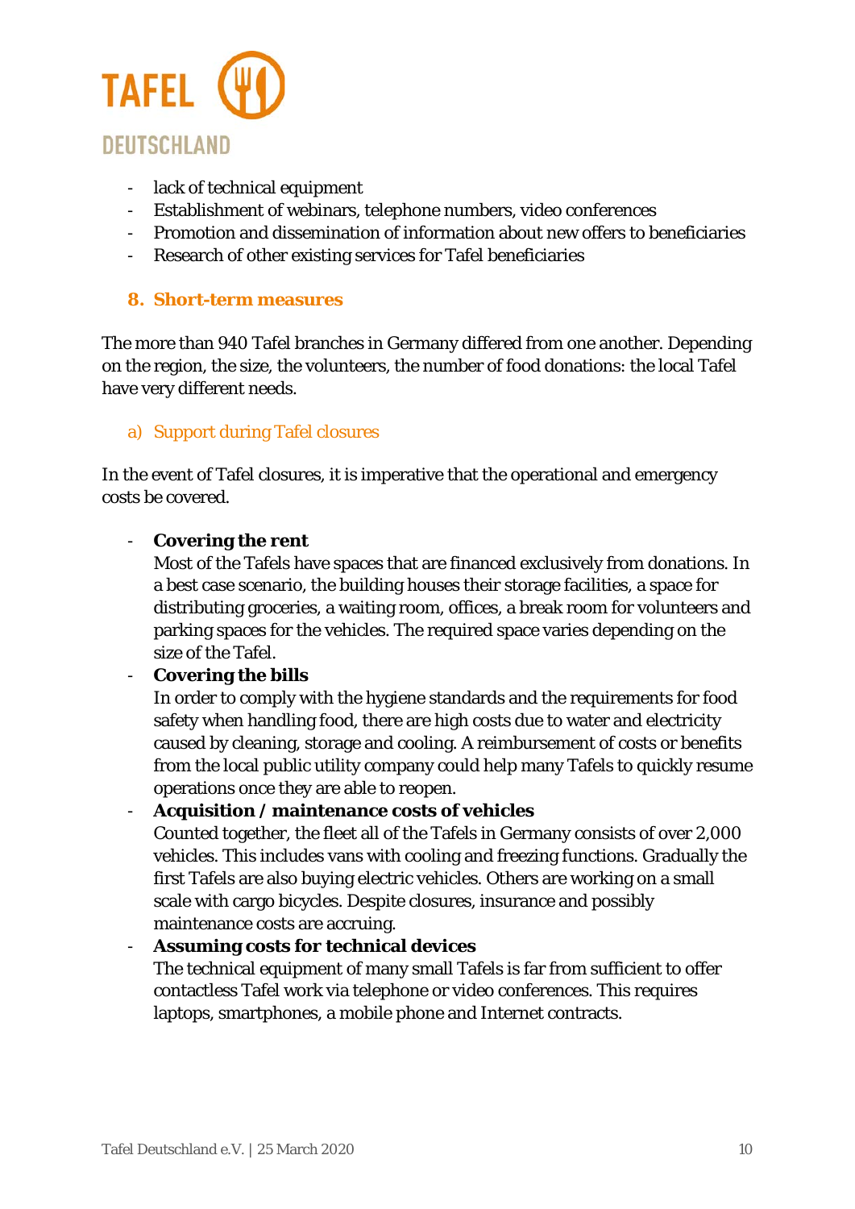- lack of technical equipment
- Establishment of webinars, telephone numbers, video conferences
- Promotion and dissemination of information about new offers to beneficiaries
- Research of other existing services for Tafel beneficiaries

## 8. Short-term measures

The more than 940 Tafel branches in Germany differed from one another. Depending on the region, the size, the volunteers, the number of food donations: the local Tafel have very different needs.

### a) Support during Tafel closures

In the event of Tafel closures, it is imperative that the operational and emergency costs be covered.

- **Covering the rent**
  Most of the Tafels have spaces that are financed exclusively from donations. In a best case scenario, the building houses their storage facilities, a space for distributing groceries, a waiting room, offices, a break room for volunteers and parking spaces for the vehicles. The required space varies depending on the size of the Tafel.
- **Covering the bills**
  In order to comply with the hygiene standards and the requirements for food safety when handling food, there are high costs due to water and electricity caused by cleaning, storage and cooling. A reimbursement of costs or benefits from the local public utility company could help many Tafels to quickly resume operations once they are able to reopen.
- **Acquisition / maintenance costs of vehicles**
  Counted together, the fleet all of the Tafels in Germany consists of over 2,000 vehicles. This includes vans with cooling and freezing functions. Gradually the first Tafels are also buying electric vehicles. Others are working on a small scale with cargo bicycles. Despite closures, insurance and possibly maintenance costs are accruing.
- **Assuming costs for technical devices**
  The technical equipment of many small Tafels is far from sufficient to offer contactless Tafel work via telephone or video conferences. This requires laptops, smartphones, a mobile phone and Internet contracts.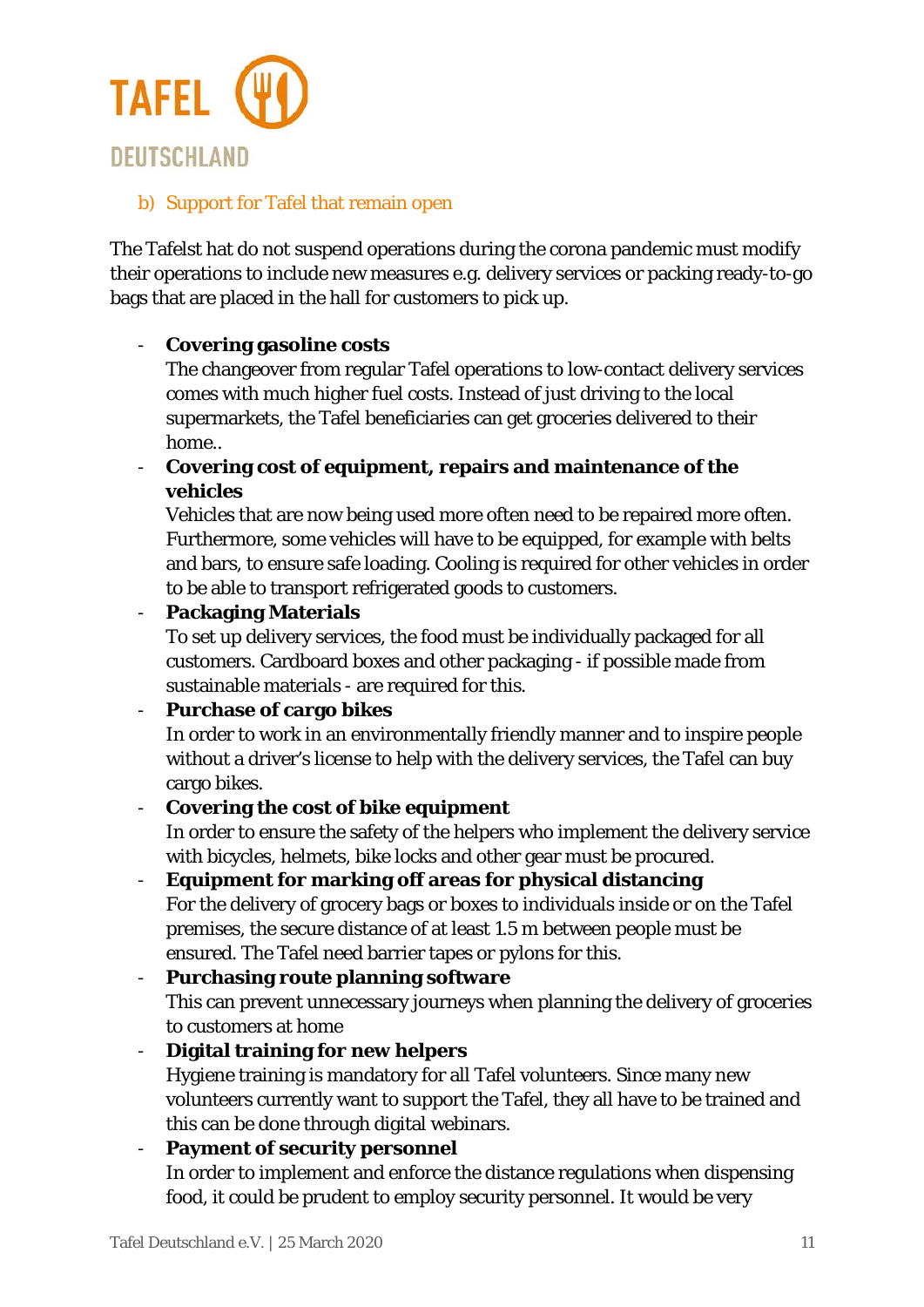### b) Support for Tafel that remain open

The Tafelst hat do not suspend operations during the corona pandemic must modify their operations to include new measures e.g. delivery services or packing ready-to-go bags that are placed in the hall for customers to pick up.

- **Covering gasoline costs**
  The changeover from regular Tafel operations to low-contact delivery services comes with much higher fuel costs. Instead of just driving to the local supermarkets, the Tafel beneficiaries can get groceries delivered to their home..
- **Covering cost of equipment, repairs and maintenance of the vehicles**
  Vehicles that are now being used more often need to be repaired more often. Furthermore, some vehicles will have to be equipped, for example with belts and bars, to ensure safe loading. Cooling is required for other vehicles in order to be able to transport refrigerated goods to customers.
- **Packaging Materials**
  To set up delivery services, the food must be individually packaged for all customers. Cardboard boxes and other packaging - if possible made from sustainable materials - are required for this.
- **Purchase of cargo bikes**
  In order to work in an environmentally friendly manner and to inspire people without a driver's license to help with the delivery services, the Tafel can buy cargo bikes.
- **Covering the cost of bike equipment**
  In order to ensure the safety of the helpers who implement the delivery service with bicycles, helmets, bike locks and other gear must be procured.
- **Equipment for marking off areas for physical distancing**
  For the delivery of grocery bags or boxes to individuals inside or on the Tafel premises, the secure distance of at least 1.5 m between people must be ensured. The Tafel need barrier tapes or pylons for this.
- **Purchasing route planning software**
  This can prevent unnecessary journeys when planning the delivery of groceries to customers at home
- **Digital training for new helpers**
  Hygiene training is mandatory for all Tafel volunteers. Since many new volunteers currently want to support the Tafel, they all have to be trained and this can be done through digital webinars.
- **Payment of security personnel**
  In order to implement and enforce the distance regulations when dispensing food, it could be prudent to employ security personnel. It would be very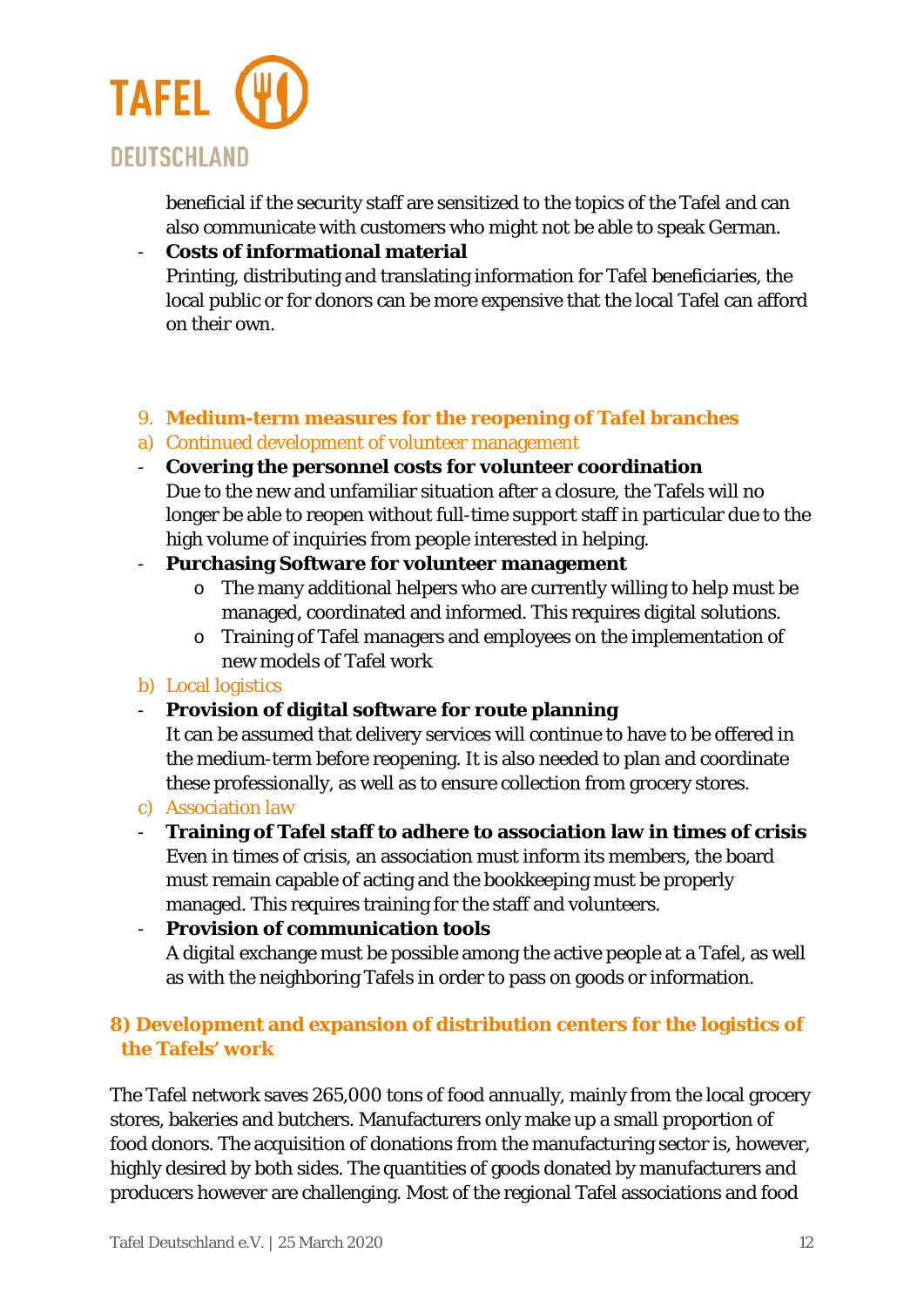beneficial if the security staff are sensitized to the topics of the Tafel and can also communicate with customers who might not be able to speak German.

- **Costs of informational material**
  Printing, distributing and translating information for Tafel beneficiaries, the local public or for donors can be more expensive that the local Tafel can afford on their own.

9. **Medium-term measures for the reopening of Tafel branches**

a) Continued development of volunteer management

- **Covering the personnel costs for volunteer coordination**
  Due to the new and unfamiliar situation after a closure, the Tafels will no longer be able to reopen without full-time support staff in particular due to the high volume of inquiries from people interested in helping.
- **Purchasing Software for volunteer management**
  - The many additional helpers who are currently willing to help must be managed, coordinated and informed. This requires digital solutions.
  - Training of Tafel managers and employees on the implementation of new models of Tafel work

b) Local logistics

- **Provision of digital software for route planning**
  It can be assumed that delivery services will continue to have to be offered in the medium-term before reopening. It is also needed to plan and coordinate these professionally, as well as to ensure collection from grocery stores.

c) Association law

- **Training of Tafel staff to adhere to association law in times of crisis**
  Even in times of crisis, an association must inform its members, the board must remain capable of acting and the bookkeeping must be properly managed. This requires training for the staff and volunteers.
- **Provision of communication tools**
  A digital exchange must be possible among the active people at a Tafel, as well as with the neighboring Tafels in order to pass on goods or information.

## 8) Development and expansion of distribution centers for the logistics of the Tafels' work

The Tafel network saves 265,000 tons of food annually, mainly from the local grocery stores, bakeries and butchers. Manufacturers only make up a small proportion of food donors. The acquisition of donations from the manufacturing sector is, however, highly desired by both sides. The quantities of goods donated by manufacturers and producers however are challenging. Most of the regional Tafel associations and food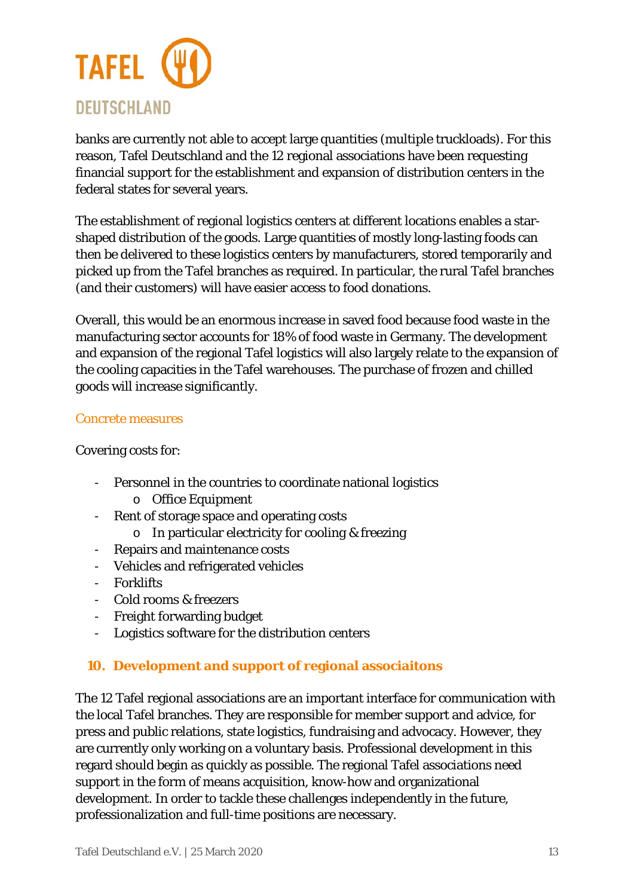banks are currently not able to accept large quantities (multiple truckloads). For this reason, Tafel Deutschland and the 12 regional associations have been requesting financial support for the establishment and expansion of distribution centers in the federal states for several years.

The establishment of regional logistics centers at different locations enables a star-shaped distribution of the goods. Large quantities of mostly long-lasting foods can then be delivered to these logistics centers by manufacturers, stored temporarily and picked up from the Tafel branches as required. In particular, the rural Tafel branches (and their customers) will have easier access to food donations.

Overall, this would be an enormous increase in saved food because food waste in the manufacturing sector accounts for 18% of food waste in Germany. The development and expansion of the regional Tafel logistics will also largely relate to the expansion of the cooling capacities in the Tafel warehouses. The purchase of frozen and chilled goods will increase significantly.

### Concrete measures

Covering costs for:

- Personnel in the countries to coordinate national logistics
  - Office Equipment
- Rent of storage space and operating costs
  - In particular electricity for cooling & freezing
- Repairs and maintenance costs
- Vehicles and refrigerated vehicles
- Forklifts
- Cold rooms & freezers
- Freight forwarding budget
- Logistics software for the distribution centers

## 10. Development and support of regional associaitons

The 12 Tafel regional associations are an important interface for communication with the local Tafel branches. They are responsible for member support and advice, for press and public relations, state logistics, fundraising and advocacy. However, they are currently only working on a voluntary basis. Professional development in this regard should begin as quickly as possible. The regional Tafel associations need support in the form of means acquisition, know-how and organizational development. In order to tackle these challenges independently in the future, professionalization and full-time positions are necessary.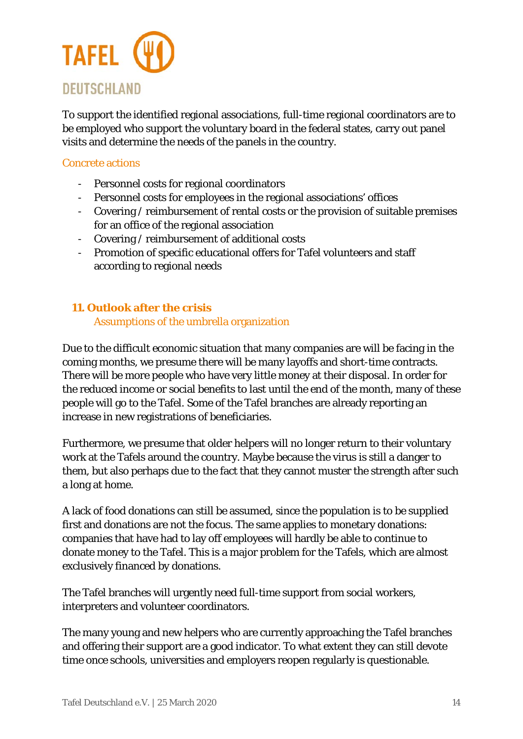To support the identified regional associations, full-time regional coordinators are to be employed who support the voluntary board in the federal states, carry out panel visits and determine the needs of the panels in the country.

### Concrete actions

- Personnel costs for regional coordinators
- Personnel costs for employees in the regional associations' offices
- Covering / reimbursement of rental costs or the provision of suitable premises for an office of the regional association
- Covering / reimbursement of additional costs
- Promotion of specific educational offers for Tafel volunteers and staff according to regional needs

## 11. Outlook after the crisis

### Assumptions of the umbrella organization

Due to the difficult economic situation that many companies are will be facing in the coming months, we presume there will be many layoffs and short-time contracts. There will be more people who have very little money at their disposal. In order for the reduced income or social benefits to last until the end of the month, many of these people will go to the Tafel. Some of the Tafel branches are already reporting an increase in new registrations of beneficiaries.

Furthermore, we presume that older helpers will no longer return to their voluntary work at the Tafels around the country. Maybe because the virus is still a danger to them, but also perhaps due to the fact that they cannot muster the strength after such a long at home.

A lack of food donations can still be assumed, since the population is to be supplied first and donations are not the focus. The same applies to monetary donations: companies that have had to lay off employees will hardly be able to continue to donate money to the Tafel. This is a major problem for the Tafels, which are almost exclusively financed by donations.

The Tafel branches will urgently need full-time support from social workers, interpreters and volunteer coordinators.

The many young and new helpers who are currently approaching the Tafel branches and offering their support are a good indicator. To what extent they can still devote time once schools, universities and employers reopen regularly is questionable.